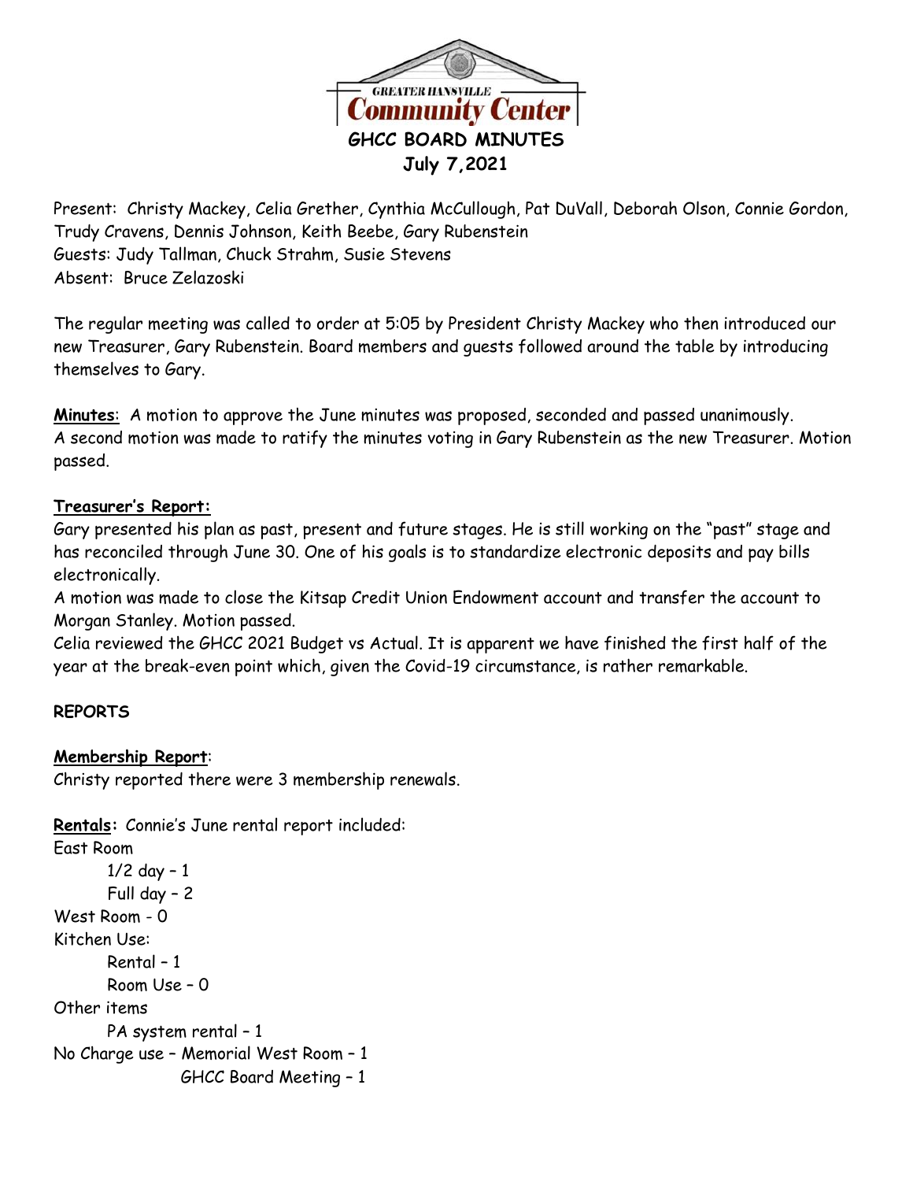GREATER HANSVILLE
Community Center

# GHCC BOARD MINUTES
## July 7,2021

Present: Christy Mackey, Celia Grether, Cynthia McCullough, Pat DuVall, Deborah Olson, Connie Gordon, Trudy Cravens, Dennis Johnson, Keith Beebe, Gary Rubenstein
Guests: Judy Tallman, Chuck Strahm, Susie Stevens
Absent: Bruce Zelazoski

The regular meeting was called to order at 5:05 by President Christy Mackey who then introduced our new Treasurer, Gary Rubenstein. Board members and guests followed around the table by introducing themselves to Gary.

**Minutes**: A motion to approve the June minutes was proposed, seconded and passed unanimously. A second motion was made to ratify the minutes voting in Gary Rubenstein as the new Treasurer. Motion passed.

**Treasurer's Report:**
Gary presented his plan as past, present and future stages. He is still working on the "past" stage and has reconciled through June 30. One of his goals is to standardize electronic deposits and pay bills electronically.
A motion was made to close the Kitsap Credit Union Endowment account and transfer the account to Morgan Stanley. Motion passed.
Celia reviewed the GHCC 2021 Budget vs Actual. It is apparent we have finished the first half of the year at the break-even point which, given the Covid-19 circumstance, is rather remarkable.

**REPORTS**

**Membership Report**:
Christy reported there were 3 membership renewals.

**Rentals:** Connie's June rental report included:
East Room
- 1/2 day – 1
- Full day – 2

West Room - 0
Kitchen Use:
- Rental – 1
- Room Use – 0

Other items
- PA system rental – 1

No Charge use – Memorial West Room – 1
GHCC Board Meeting – 1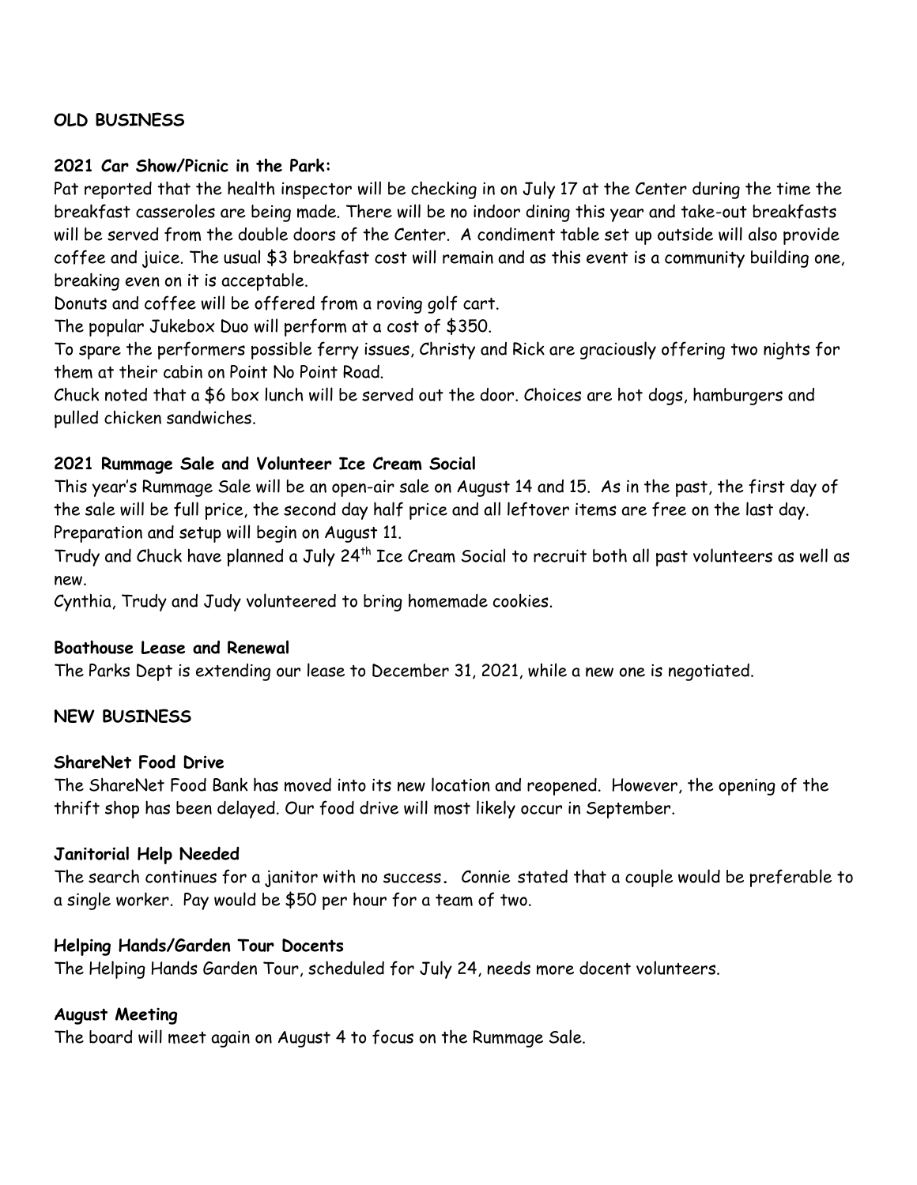## OLD BUSINESS

### 2021 Car Show/Picnic in the Park:

Pat reported that the health inspector will be checking in on July 17 at the Center during the time the breakfast casseroles are being made. There will be no indoor dining this year and take-out breakfasts will be served from the double doors of the Center. A condiment table set up outside will also provide coffee and juice. The usual $3 breakfast cost will remain and as this event is a community building one, breaking even on it is acceptable.

Donuts and coffee will be offered from a roving golf cart.

The popular Jukebox Duo will perform at a cost of $350.

To spare the performers possible ferry issues, Christy and Rick are graciously offering two nights for them at their cabin on Point No Point Road.

Chuck noted that a $6 box lunch will be served out the door. Choices are hot dogs, hamburgers and pulled chicken sandwiches.

### 2021 Rummage Sale and Volunteer Ice Cream Social

This year's Rummage Sale will be an open-air sale on August 14 and 15. As in the past, the first day of the sale will be full price, the second day half price and all leftover items are free on the last day. Preparation and setup will begin on August 11.

Trudy and Chuck have planned a July 24th Ice Cream Social to recruit both all past volunteers as well as new.

Cynthia, Trudy and Judy volunteered to bring homemade cookies.

### Boathouse Lease and Renewal

The Parks Dept is extending our lease to December 31, 2021, while a new one is negotiated.

## NEW BUSINESS

### ShareNet Food Drive

The ShareNet Food Bank has moved into its new location and reopened. However, the opening of the thrift shop has been delayed. Our food drive will most likely occur in September.

### Janitorial Help Needed

The search continues for a janitor with no success. Connie stated that a couple would be preferable to a single worker. Pay would be $50 per hour for a team of two.

### Helping Hands/Garden Tour Docents

The Helping Hands Garden Tour, scheduled for July 24, needs more docent volunteers.

### August Meeting

The board will meet again on August 4 to focus on the Rummage Sale.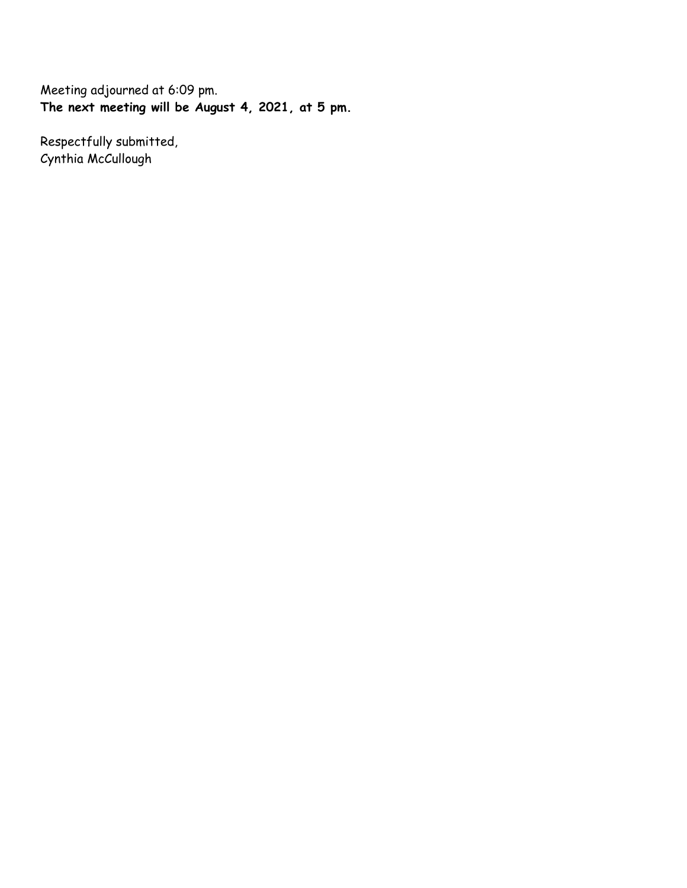Meeting adjourned at 6:09 pm.
**The next meeting will be August 4, 2021, at 5 pm.**

Respectfully submitted,
Cynthia McCullough